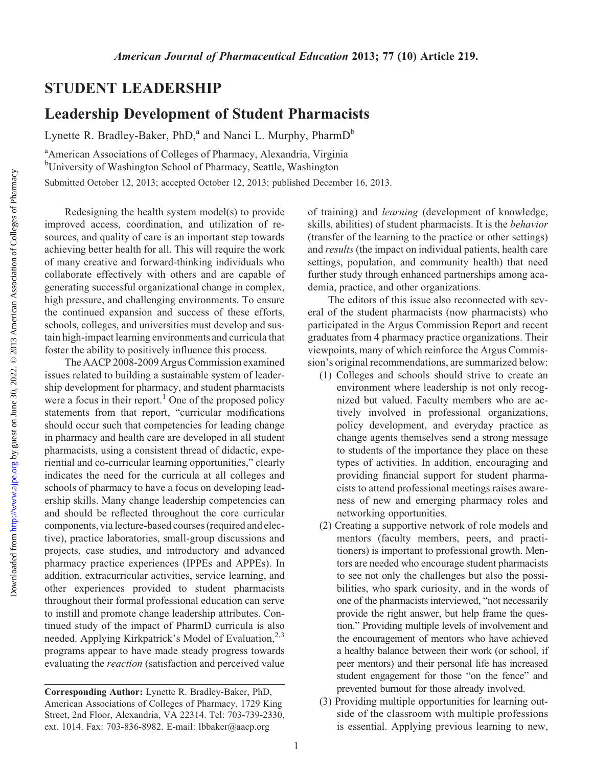## STUDENT LEADERSHIP

# Leadership Development of Student Pharmacists

Lynette R. Bradley-Baker, PhD,[a] and Nanci L. Murphy, PharmD[b]

[a]American Associations of Colleges of Pharmacy, Alexandria, Virginia
[b]University of Washington School of Pharmacy, Seattle, Washington

Submitted October 12, 2013; accepted October 12, 2013; published December 16, 2013.

Redesigning the health system model(s) to provide improved access, coordination, and utilization of resources, and quality of care is an important step towards achieving better health for all. This will require the work of many creative and forward-thinking individuals who collaborate effectively with others and are capable of generating successful organizational change in complex, high pressure, and challenging environments. To ensure the continued expansion and success of these efforts, schools, colleges, and universities must develop and sustain high-impact learning environments and curricula that foster the ability to positively influence this process.

The AACP 2008-2009 Argus Commission examined issues related to building a sustainable system of leadership development for pharmacy, and student pharmacists were a focus in their report.[1] One of the proposed policy statements from that report, "curricular modifications should occur such that competencies for leading change in pharmacy and health care are developed in all student pharmacists, using a consistent thread of didactic, experiential and co-curricular learning opportunities," clearly indicates the need for the curricula at all colleges and schools of pharmacy to have a focus on developing leadership skills. Many change leadership competencies can and should be reflected throughout the core curricular components, via lecture-based courses (required and elective), practice laboratories, small-group discussions and projects, case studies, and introductory and advanced pharmacy practice experiences (IPPEs and APPEs). In addition, extracurricular activities, service learning, and other experiences provided to student pharmacists throughout their formal professional education can serve to instill and promote change leadership attributes. Continued study of the impact of PharmD curricula is also needed. Applying Kirkpatrick's Model of Evaluation,[2,3] programs appear to have made steady progress towards evaluating the *reaction* (satisfaction and perceived value of training) and *learning* (development of knowledge, skills, abilities) of student pharmacists. It is the *behavior* (transfer of the learning to the practice or other settings) and *results* (the impact on individual patients, health care settings, population, and community health) that need further study through enhanced partnerships among academia, practice, and other organizations.

The editors of this issue also reconnected with several of the student pharmacists (now pharmacists) who participated in the Argus Commission Report and recent graduates from 4 pharmacy practice organizations. Their viewpoints, many of which reinforce the Argus Commission's original recommendations, are summarized below:

(1) Colleges and schools should strive to create an environment where leadership is not only recognized but valued. Faculty members who are actively involved in professional organizations, policy development, and everyday practice as change agents themselves send a strong message to students of the importance they place on these types of activities. In addition, encouraging and providing financial support for student pharmacists to attend professional meetings raises awareness of new and emerging pharmacy roles and networking opportunities.

(2) Creating a supportive network of role models and mentors (faculty members, peers, and practitioners) is important to professional growth. Mentors are needed who encourage student pharmacists to see not only the challenges but also the possibilities, who spark curiosity, and in the words of one of the pharmacists interviewed, "not necessarily provide the right answer, but help frame the question." Providing multiple levels of involvement and the encouragement of mentors who have achieved a healthy balance between their work (or school, if peer mentors) and their personal life has increased student engagement for those "on the fence" and prevented burnout for those already involved.

(3) Providing multiple opportunities for learning outside of the classroom with multiple professions is essential. Applying previous learning to new,

**Corresponding Author:** Lynette R. Bradley-Baker, PhD, American Associations of Colleges of Pharmacy, 1729 King Street, 2nd Floor, Alexandria, VA 22314. Tel: 703-739-2330, ext. 1014. Fax: 703-836-8982. E-mail: lbbaker@aacp.org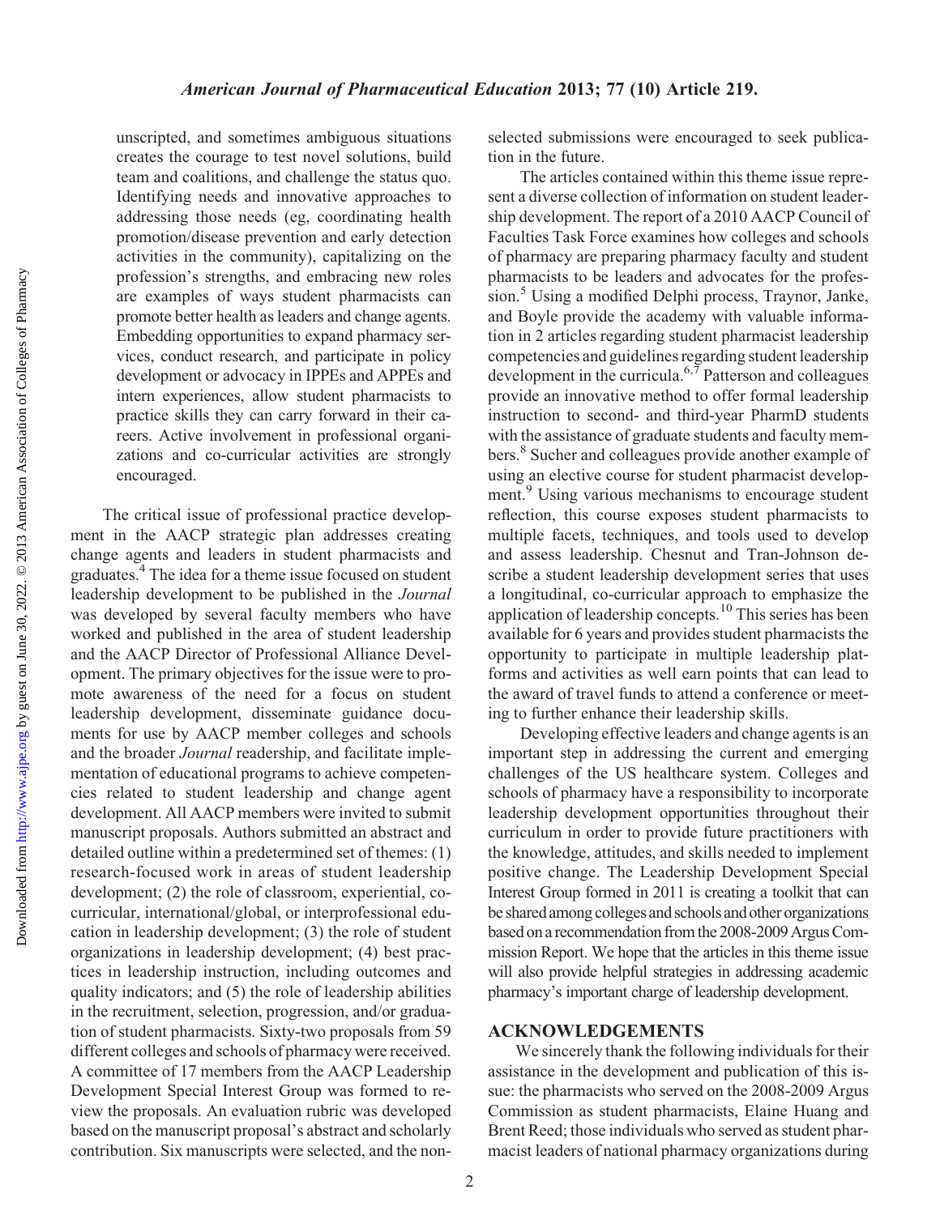unscripted, and sometimes ambiguous situations creates the courage to test novel solutions, build team and coalitions, and challenge the status quo. Identifying needs and innovative approaches to addressing those needs (eg, coordinating health promotion/disease prevention and early detection activities in the community), capitalizing on the profession's strengths, and embracing new roles are examples of ways student pharmacists can promote better health as leaders and change agents. Embedding opportunities to expand pharmacy services, conduct research, and participate in policy development or advocacy in IPPEs and APPEs and intern experiences, allow student pharmacists to practice skills they can carry forward in their careers. Active involvement in professional organizations and co-curricular activities are strongly encouraged.

The critical issue of professional practice development in the AACP strategic plan addresses creating change agents and leaders in student pharmacists and graduates.[4] The idea for a theme issue focused on student leadership development to be published in the *Journal* was developed by several faculty members who have worked and published in the area of student leadership and the AACP Director of Professional Alliance Development. The primary objectives for the issue were to promote awareness of the need for a focus on student leadership development, disseminate guidance documents for use by AACP member colleges and schools and the broader *Journal* readership, and facilitate implementation of educational programs to achieve competencies related to student leadership and change agent development. All AACP members were invited to submit manuscript proposals. Authors submitted an abstract and detailed outline within a predetermined set of themes: (1) research-focused work in areas of student leadership development; (2) the role of classroom, experiential, co-curricular, international/global, or interprofessional education in leadership development; (3) the role of student organizations in leadership development; (4) best practices in leadership instruction, including outcomes and quality indicators; and (5) the role of leadership abilities in the recruitment, selection, progression, and/or graduation of student pharmacists. Sixty-two proposals from 59 different colleges and schools of pharmacy were received. A committee of 17 members from the AACP Leadership Development Special Interest Group was formed to review the proposals. An evaluation rubric was developed based on the manuscript proposal's abstract and scholarly contribution. Six manuscripts were selected, and the non-selected submissions were encouraged to seek publication in the future.

The articles contained within this theme issue represent a diverse collection of information on student leadership development. The report of a 2010 AACP Council of Faculties Task Force examines how colleges and schools of pharmacy are preparing pharmacy faculty and student pharmacists to be leaders and advocates for the profession.[5] Using a modified Delphi process, Traynor, Janke, and Boyle provide the academy with valuable information in 2 articles regarding student pharmacist leadership competencies and guidelines regarding student leadership development in the curricula.[6,7] Patterson and colleagues provide an innovative method to offer formal leadership instruction to second- and third-year PharmD students with the assistance of graduate students and faculty members.[8] Sucher and colleagues provide another example of using an elective course for student pharmacist development.[9] Using various mechanisms to encourage student reflection, this course exposes student pharmacists to multiple facets, techniques, and tools used to develop and assess leadership. Chesnut and Tran-Johnson describe a student leadership development series that uses a longitudinal, co-curricular approach to emphasize the application of leadership concepts.[10] This series has been available for 6 years and provides student pharmacists the opportunity to participate in multiple leadership platforms and activities as well earn points that can lead to the award of travel funds to attend a conference or meeting to further enhance their leadership skills.

Developing effective leaders and change agents is an important step in addressing the current and emerging challenges of the US healthcare system. Colleges and schools of pharmacy have a responsibility to incorporate leadership development opportunities throughout their curriculum in order to provide future practitioners with the knowledge, attitudes, and skills needed to implement positive change. The Leadership Development Special Interest Group formed in 2011 is creating a toolkit that can be shared among colleges and schools and other organizations based on a recommendation from the 2008-2009 Argus Commission Report. We hope that the articles in this theme issue will also provide helpful strategies in addressing academic pharmacy's important charge of leadership development.

## ACKNOWLEDGEMENTS

We sincerely thank the following individuals for their assistance in the development and publication of this issue: the pharmacists who served on the 2008-2009 Argus Commission as student pharmacists, Elaine Huang and Brent Reed; those individuals who served as student pharmacist leaders of national pharmacy organizations during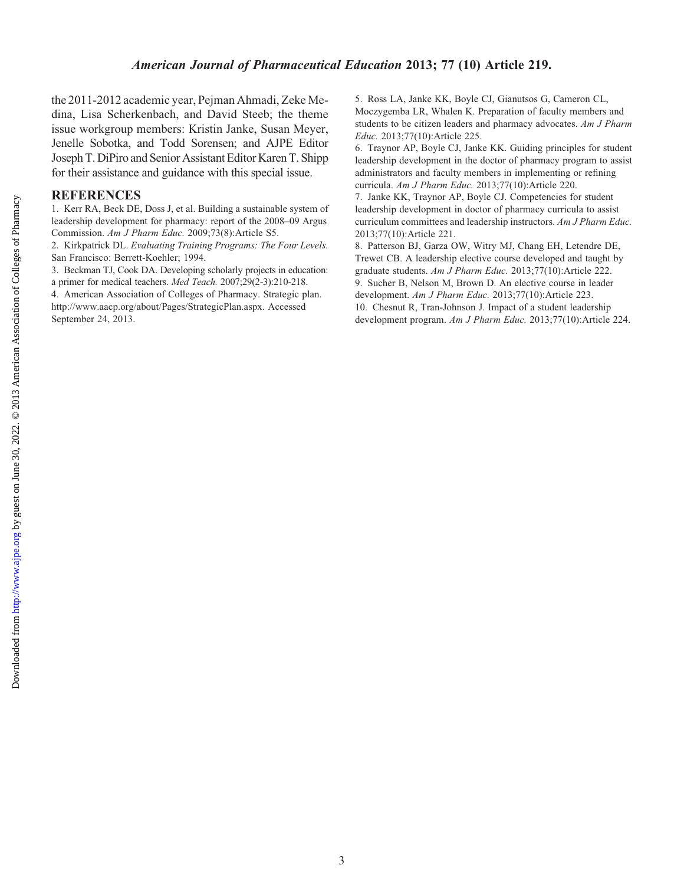the 2011-2012 academic year, Pejman Ahmadi, Zeke Medina, Lisa Scherkenbach, and David Steeb; the theme issue workgroup members: Kristin Janke, Susan Meyer, Jenelle Sobotka, and Todd Sorensen; and AJPE Editor Joseph T. DiPiro and Senior Assistant Editor Karen T. Shipp for their assistance and guidance with this special issue.

## REFERENCES

1. Kerr RA, Beck DE, Doss J, et al. Building a sustainable system of leadership development for pharmacy: report of the 2008–09 Argus Commission. *Am J Pharm Educ.* 2009;73(8):Article S5.
2. Kirkpatrick DL. *Evaluating Training Programs: The Four Levels.* San Francisco: Berrett-Koehler; 1994.
3. Beckman TJ, Cook DA. Developing scholarly projects in education: a primer for medical teachers. *Med Teach.* 2007;29(2-3):210-218.
4. American Association of Colleges of Pharmacy. Strategic plan. http://www.aacp.org/about/Pages/StrategicPlan.aspx. Accessed September 24, 2013.
5. Ross LA, Janke KK, Boyle CJ, Gianutsos G, Cameron CL, Moczygemba LR, Whalen K. Preparation of faculty members and students to be citizen leaders and pharmacy advocates. *Am J Pharm Educ.* 2013;77(10):Article 225.
6. Traynor AP, Boyle CJ, Janke KK. Guiding principles for student leadership development in the doctor of pharmacy program to assist administrators and faculty members in implementing or refining curricula. *Am J Pharm Educ.* 2013;77(10):Article 220.
7. Janke KK, Traynor AP, Boyle CJ. Competencies for student leadership development in doctor of pharmacy curricula to assist curriculum committees and leadership instructors. *Am J Pharm Educ.* 2013;77(10):Article 221.
8. Patterson BJ, Garza OW, Witry MJ, Chang EH, Letendre DE, Trewet CB. A leadership elective course developed and taught by graduate students. *Am J Pharm Educ.* 2013;77(10):Article 222.
9. Sucher B, Nelson M, Brown D. An elective course in leader development. *Am J Pharm Educ.* 2013;77(10):Article 223.
10. Chesnut R, Tran-Johnson J. Impact of a student leadership development program. *Am J Pharm Educ.* 2013;77(10):Article 224.